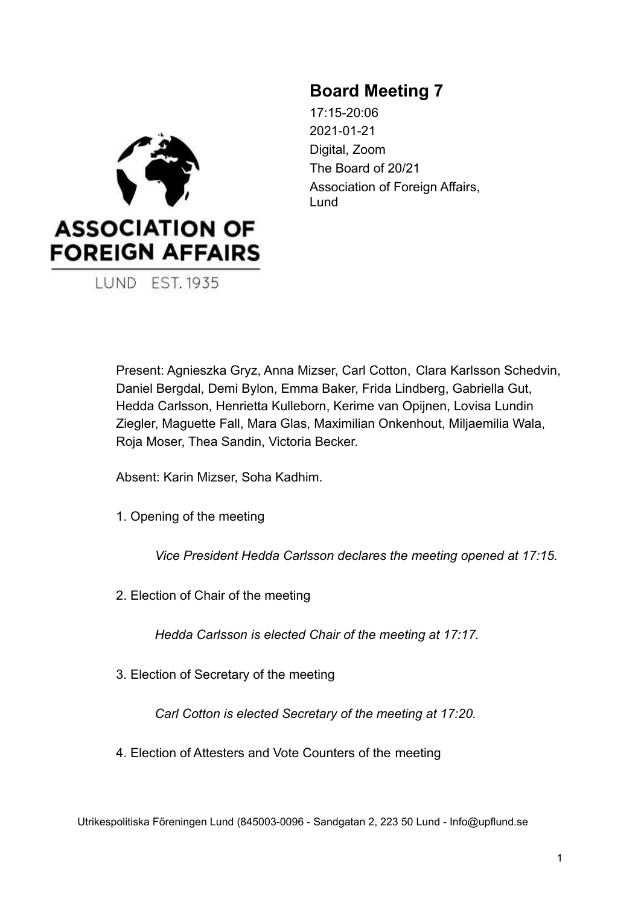# Board Meeting 7

17:15-20:06
2021-01-21
Digital, Zoom
The Board of 20/21
Association of Foreign Affairs, Lund

Present: Agnieszka Gryz, Anna Mizser, Carl Cotton, Clara Karlsson Schedvin, Daniel Bergdal, Demi Bylon, Emma Baker, Frida Lindberg, Gabriella Gut, Hedda Carlsson, Henrietta Kulleborn, Kerime van Opijnen, Lovisa Lundin Ziegler, Maguette Fall, Mara Glas, Maximilian Onkenhout, Miljaemilia Wala, Roja Moser, Thea Sandin, Victoria Becker.

Absent: Karin Mizser, Soha Kadhim.

1. Opening of the meeting

   *Vice President Hedda Carlsson declares the meeting opened at 17:15.*

2. Election of Chair of the meeting

   *Hedda Carlsson is elected Chair of the meeting at 17:17.*

3. Election of Secretary of the meeting

   *Carl Cotton is elected Secretary of the meeting at 17:20.*

4. Election of Attesters and Vote Counters of the meeting

Utrikespolitiska Föreningen Lund (845003-0096 - Sandgatan 2, 223 50 Lund - Info@upflund.se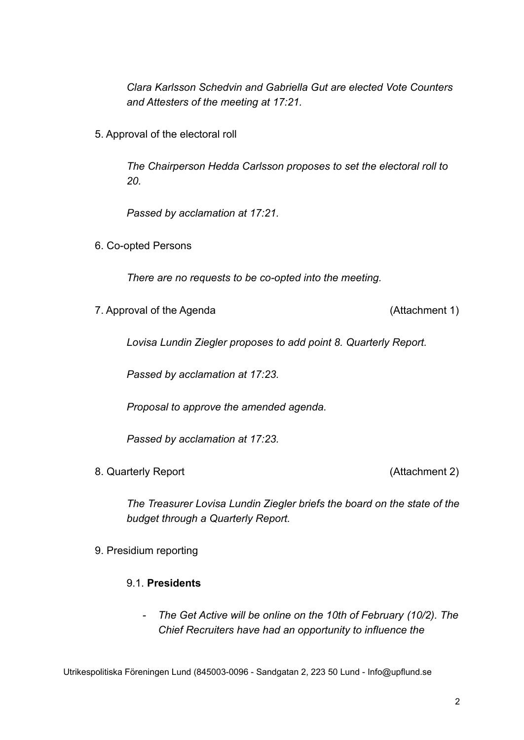*Clara Karlsson Schedvin and Gabriella Gut are elected Vote Counters and Attesters of the meeting at 17:21.*

5. Approval of the electoral roll

*The Chairperson Hedda Carlsson proposes to set the electoral roll to 20.*

*Passed by acclamation at 17:21.*

6. Co-opted Persons

*There are no requests to be co-opted into the meeting.*

7. Approval of the Agenda (Attachment 1)

*Lovisa Lundin Ziegler proposes to add point 8. Quarterly Report.*

*Passed by acclamation at 17:23.*

*Proposal to approve the amended agenda.*

*Passed by acclamation at 17:23.*

8. Quarterly Report (Attachment 2)

*The Treasurer Lovisa Lundin Ziegler briefs the board on the state of the budget through a Quarterly Report.*

9. Presidium reporting

9.1. **Presidents**

- *The Get Active will be online on the 10th of February (10/2). The Chief Recruiters have had an opportunity to influence the*

Utrikespolitiska Föreningen Lund (845003-0096 - Sandgatan 2, 223 50 Lund - Info@upflund.se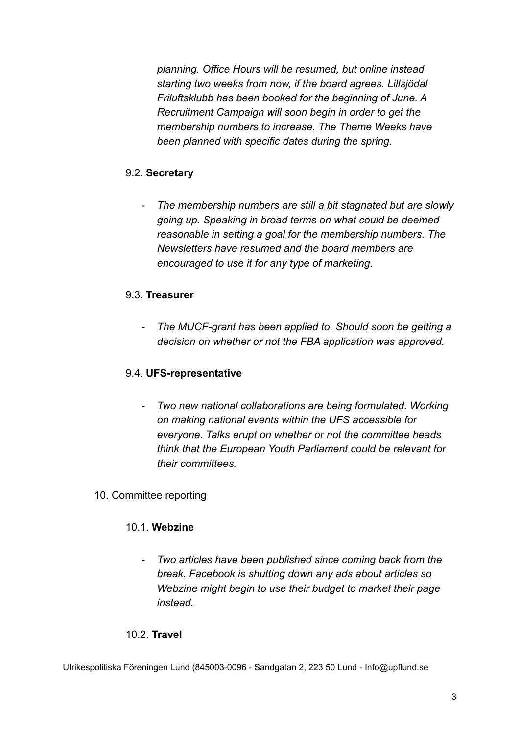*planning. Office Hours will be resumed, but online instead starting two weeks from now, if the board agrees. Lillsjödal Friluftsklubb has been booked for the beginning of June. A Recruitment Campaign will soon begin in order to get the membership numbers to increase. The Theme Weeks have been planned with specific dates during the spring.*

9.2. **Secretary**

- *The membership numbers are still a bit stagnated but are slowly going up. Speaking in broad terms on what could be deemed reasonable in setting a goal for the membership numbers. The Newsletters have resumed and the board members are encouraged to use it for any type of marketing.*

9.3. **Treasurer**

- *The MUCF-grant has been applied to. Should soon be getting a decision on whether or not the FBA application was approved.*

9.4. **UFS-representative**

- *Two new national collaborations are being formulated. Working on making national events within the UFS accessible for everyone. Talks erupt on whether or not the committee heads think that the European Youth Parliament could be relevant for their committees.*

10. Committee reporting

10.1. **Webzine**

- *Two articles have been published since coming back from the break. Facebook is shutting down any ads about articles so Webzine might begin to use their budget to market their page instead.*

10.2. **Travel**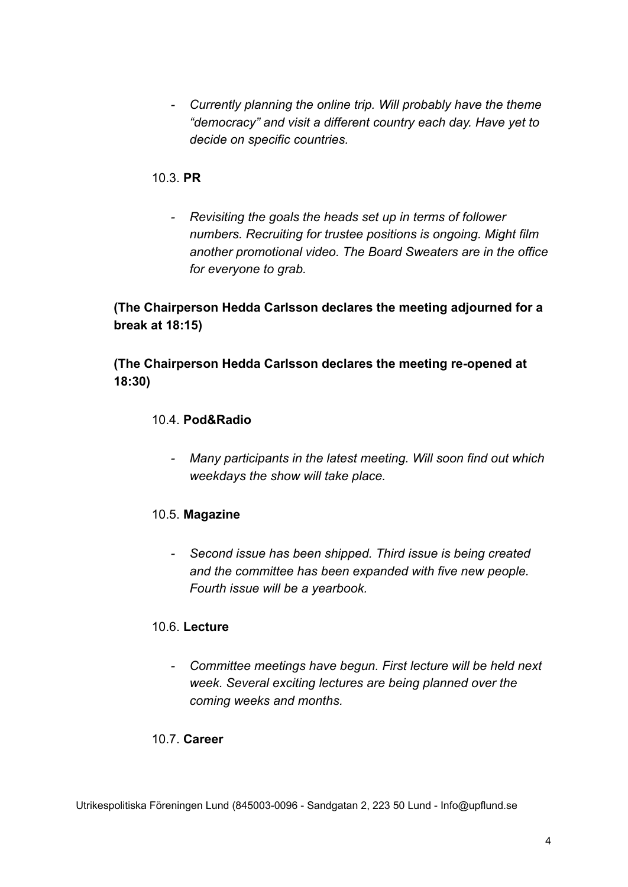- *Currently planning the online trip. Will probably have the theme "democracy" and visit a different country each day. Have yet to decide on specific countries.*

10.3. **PR**

- *Revisiting the goals the heads set up in terms of follower numbers. Recruiting for trustee positions is ongoing. Might film another promotional video. The Board Sweaters are in the office for everyone to grab.*

**(The Chairperson Hedda Carlsson declares the meeting adjourned for a break at 18:15)**

**(The Chairperson Hedda Carlsson declares the meeting re-opened at 18:30)**

10.4. **Pod&Radio**

- *Many participants in the latest meeting. Will soon find out which weekdays the show will take place.*

10.5. **Magazine**

- *Second issue has been shipped. Third issue is being created and the committee has been expanded with five new people. Fourth issue will be a yearbook.*

10.6. **Lecture**

- *Committee meetings have begun. First lecture will be held next week. Several exciting lectures are being planned over the coming weeks and months.*

10.7. **Career**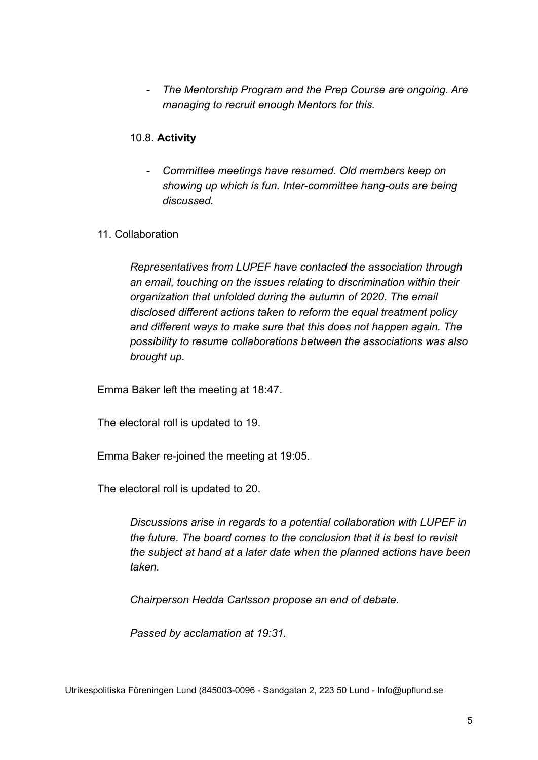- *The Mentorship Program and the Prep Course are ongoing. Are managing to recruit enough Mentors for this.*

10.8. **Activity**

- *Committee meetings have resumed. Old members keep on showing up which is fun. Inter-committee hang-outs are being discussed.*

11. Collaboration

*Representatives from LUPEF have contacted the association through an email, touching on the issues relating to discrimination within their organization that unfolded during the autumn of 2020. The email disclosed different actions taken to reform the equal treatment policy and different ways to make sure that this does not happen again. The possibility to resume collaborations between the associations was also brought up.*

Emma Baker left the meeting at 18:47.

The electoral roll is updated to 19.

Emma Baker re-joined the meeting at 19:05.

The electoral roll is updated to 20.

*Discussions arise in regards to a potential collaboration with LUPEF in the future. The board comes to the conclusion that it is best to revisit the subject at hand at a later date when the planned actions have been taken.*

*Chairperson Hedda Carlsson propose an end of debate.*

*Passed by acclamation at 19:31.*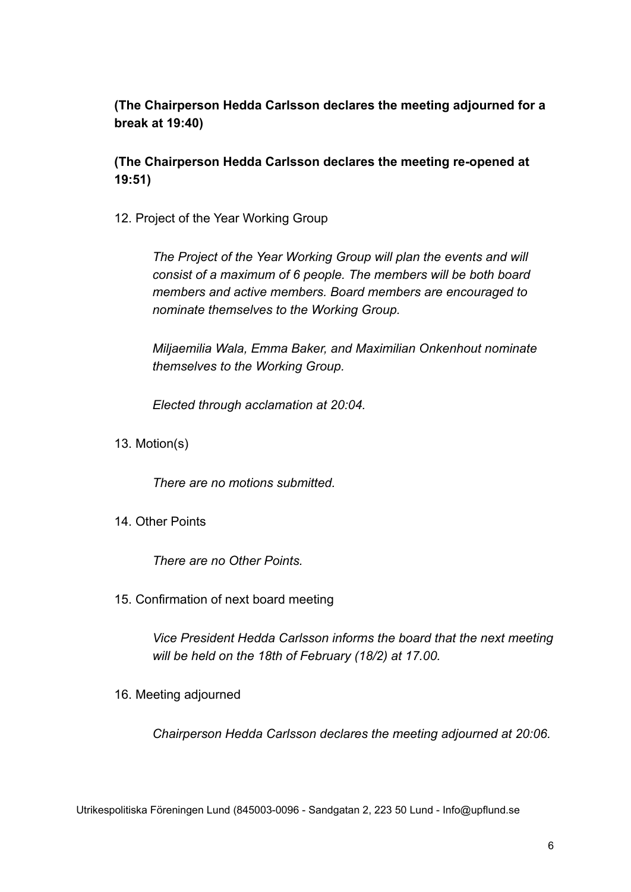**(The Chairperson Hedda Carlsson declares the meeting adjourned for a break at 19:40)**

**(The Chairperson Hedda Carlsson declares the meeting re-opened at 19:51)**

12. Project of the Year Working Group

    *The Project of the Year Working Group will plan the events and will consist of a maximum of 6 people. The members will be both board members and active members. Board members are encouraged to nominate themselves to the Working Group.*

    *Miljaemilia Wala, Emma Baker, and Maximilian Onkenhout nominate themselves to the Working Group.*

    *Elected through acclamation at 20:04.*

13. Motion(s)

    *There are no motions submitted.*

14. Other Points

    *There are no Other Points.*

15. Confirmation of next board meeting

    *Vice President Hedda Carlsson informs the board that the next meeting will be held on the 18th of February (18/2) at 17.00.*

16. Meeting adjourned

    *Chairperson Hedda Carlsson declares the meeting adjourned at 20:06.*

Utrikespolitiska Föreningen Lund (845003-0096 - Sandgatan 2, 223 50 Lund - Info@upflund.se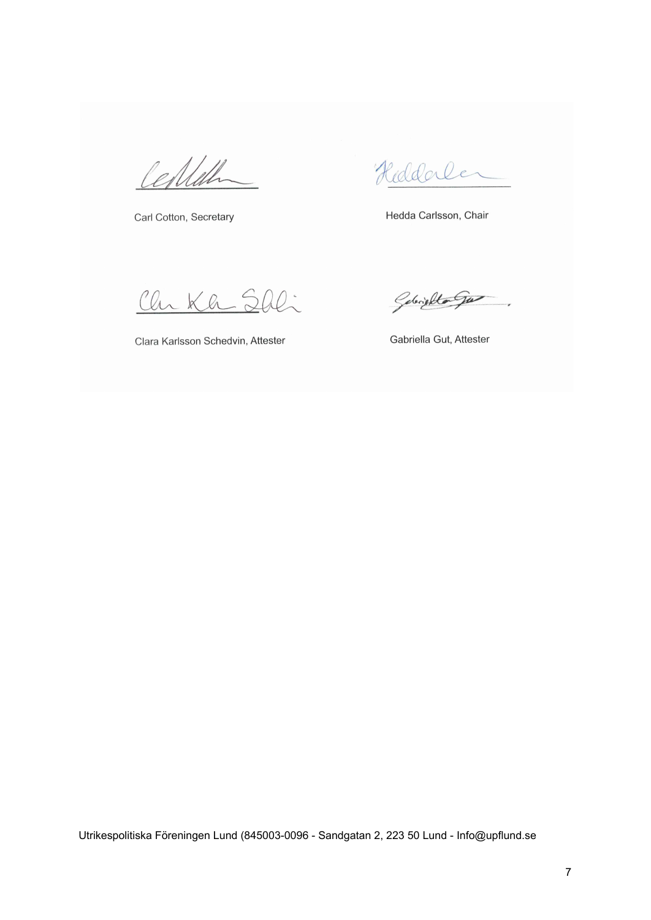Carl Cotton, Secretary

Hedda Carlsson, Chair

Clara Karlsson Schedvin, Attester

Gabriella Gut, Attester

Utrikespolitiska Föreningen Lund (845003-0096 - Sandgatan 2, 223 50 Lund - Info@upflund.se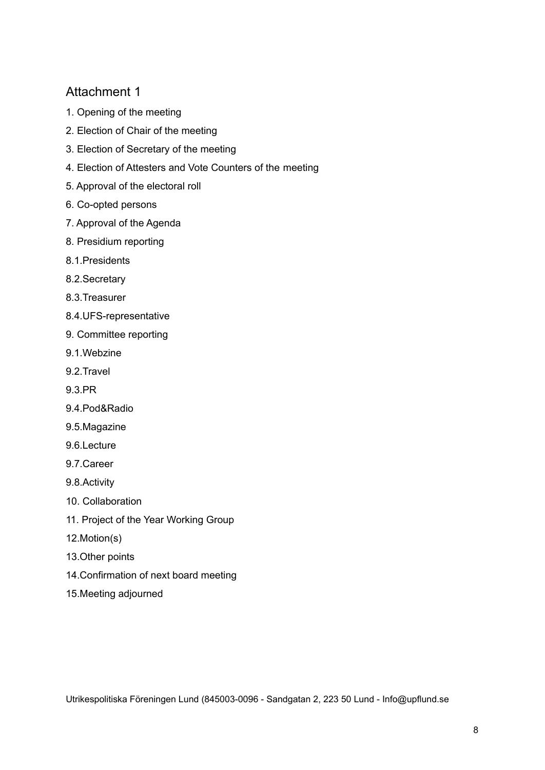## Attachment 1

1. Opening of the meeting
2. Election of Chair of the meeting
3. Election of Secretary of the meeting
4. Election of Attesters and Vote Counters of the meeting
5. Approval of the electoral roll
6. Co-opted persons
7. Approval of the Agenda
8. Presidium reporting

8.1.Presidents

8.2.Secretary

8.3.Treasurer

8.4.UFS-representative

9. Committee reporting

9.1.Webzine

9.2.Travel

9.3.PR

9.4.Pod&Radio

9.5.Magazine

9.6.Lecture

9.7.Career

9.8.Activity

10. Collaboration

11. Project of the Year Working Group

12.Motion(s)

13.Other points

14.Confirmation of next board meeting

15.Meeting adjourned

Utrikespolitiska Föreningen Lund (845003-0096 - Sandgatan 2, 223 50 Lund - Info@upflund.se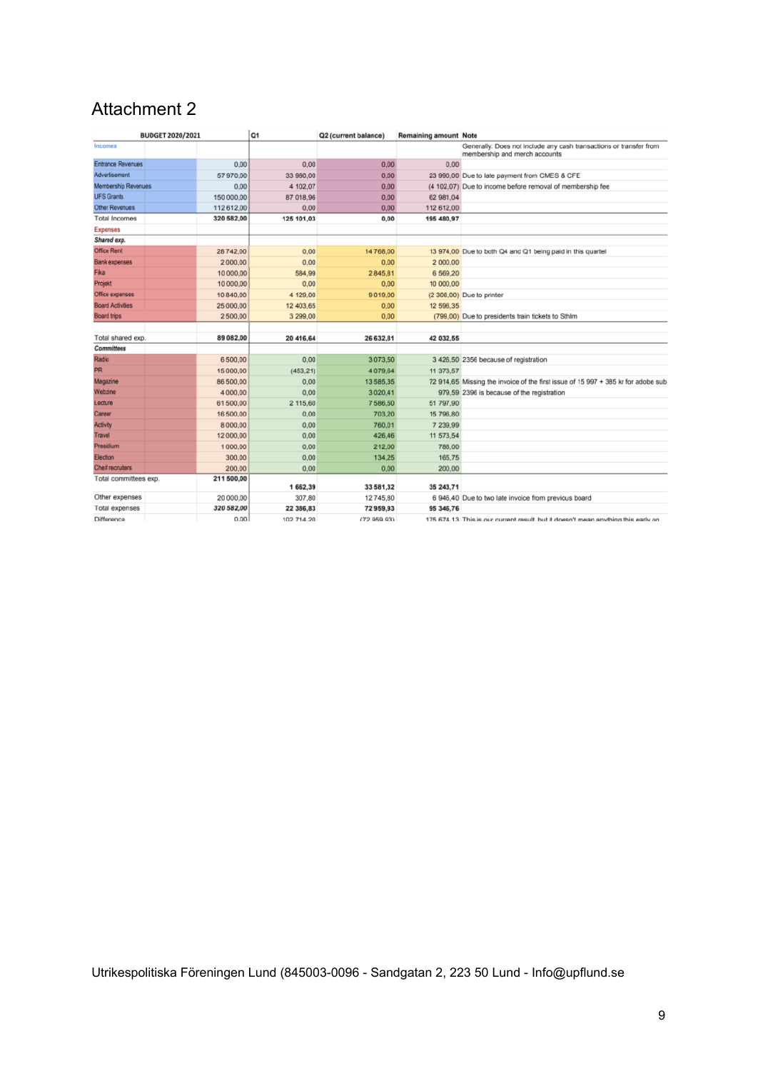## Attachment 2

| BUDGET 2020/2021 | | Q1 | Q2 (current balance) | Remaining amount | Note |
|---|---|---|---|---|---|
| Incomes | | | | | Generally: Does not include any cash transactions or transfer from membership and merch accounts |
| Entrance Revenues | 0,00 | 0,00 | 0,00 | 0,00 | |
| Advertisement | 57 970,00 | 33 980,00 | 0,00 | 23 990,00 | Due to late payment from CMES & CFE |
| Membership Revenues | 0,00 | 4 102,07 | 0,00 | (4 102,07) | Due to income before removal of membership fee |
| UFS Grants | 150 000,00 | 87 018,96 | 0,00 | 62 981,04 | |
| Other Revenues | 112 612,00 | 0,00 | 0,00 | 112 612,00 | |
| Total Incomes | 320 582,00 | 125 101,03 | 0,00 | 195 480,97 | |
| Expenses | | | | | |
| *Shared exp.* | | | | | |
| Office Rent | 28 742,00 | 0,00 | 14 768,00 | 13 974,00 | Due to both Q4 and Q1 being paid in this quartel |
| Bank expenses | 2 000,00 | 0,00 | 0,00 | 2 000,00 | |
| Fika | 10 000,00 | 584,99 | 2 845,81 | 6 569,20 | |
| Projekt | 10 000,00 | 0,00 | 0,00 | 10 000,00 | |
| Office expenses | 10 840,00 | 4 129,00 | 9 019,00 | (2 308,00) | Due to printer |
| Board Activities | 25 000,00 | 12 403,65 | 0,00 | 12 596,35 | |
| Board trips | 2 500,00 | 3 299,00 | 0,00 | (799,00) | Due to presidents train tickets to Sthlm |
| | | | | | |
| Total shared exp. | 89 082,00 | 20 416,64 | 26 632,81 | 42 032,55 | |
| *Committees* | | | | | |
| Radio | 6 500,00 | 0,00 | 3 073,50 | 3 426,50 | 2356 because of registration |
| PR | 15 000,00 | (453,21) | 4 079,64 | 11 373,57 | |
| Magazine | 86 500,00 | 0,00 | 13 585,35 | 72 914,65 | Missing the invoice of the first issue of 15 997 + 385 kr for adobe sub |
| Webzine | 4 000,00 | 0,00 | 3 020,41 | 979,59 | 2396 is because of the registration |
| Lecture | 61 500,00 | 2 115,60 | 7 586,50 | 51 797,90 | |
| Career | 16 500,00 | 0,00 | 703,20 | 15 796,80 | |
| Activity | 8 000,00 | 0,00 | 760,01 | 7 239,99 | |
| Travel | 12 000,00 | 0,00 | 426,46 | 11 573,54 | |
| Presidium | 1 000,00 | 0,00 | 212,00 | 788,00 | |
| Election | 300,00 | 0,00 | 134,25 | 165,75 | |
| Cheif recruiters | 200,00 | 0,00 | 0,00 | 200,00 | |
| Total committees exp. | 211 500,00 | 1 662,39 | 33 581,32 | 35 243,71 | |
| Other expenses | 20 000,00 | 307,80 | 12 745,80 | 6 946,40 | Due to two late invoice from previous board |
| Total expenses | *320 582,00* | 22 386,83 | 72 959,93 | 95 346,76 | |
| Difference | 0,00 | 102 714,20 | (72 959,93) | 175 674,13 | This is our current result, but it doesn't mean anything this early on |

Utrikespolitiska Föreningen Lund (845003-0096 - Sandgatan 2, 223 50 Lund - Info@upflund.se